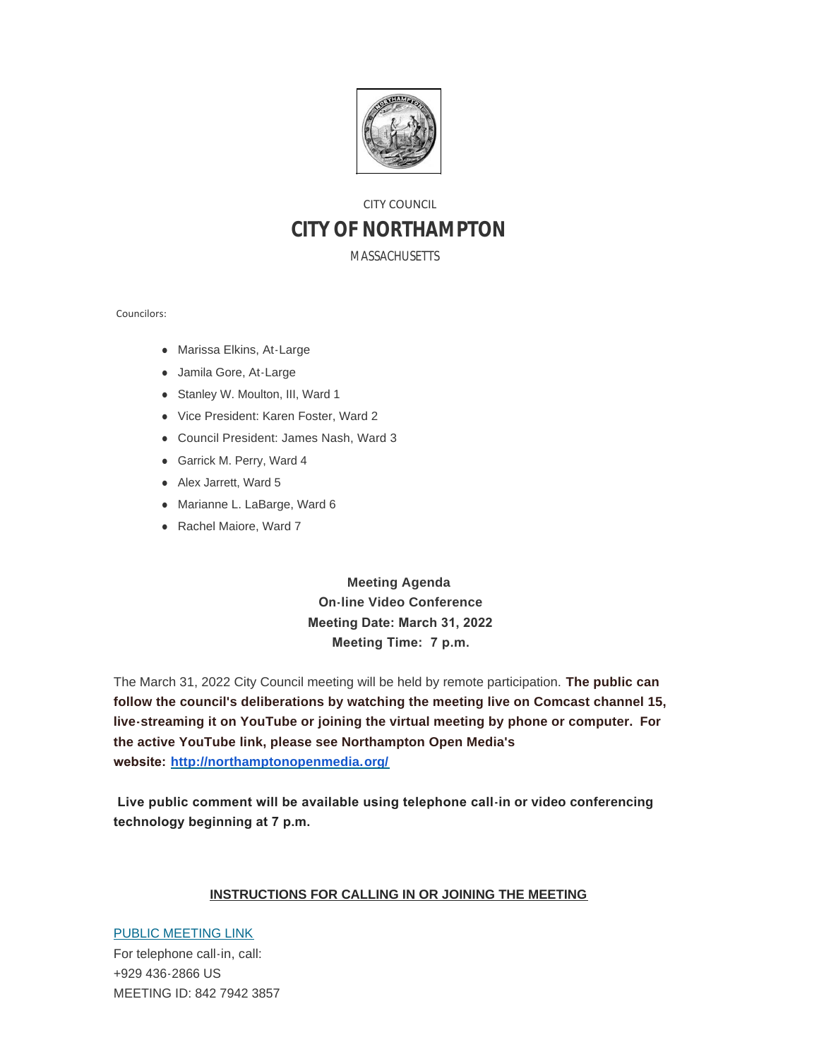CITY COUNCIL

# CITY OF NORTHAMPTON

MASSACHUSETTS

Councilors:

- Marissa Elkins, At-Large
- Jamila Gore, At-Large
- Stanley W. Moulton, III, Ward 1
- Vice President: Karen Foster, Ward 2
- Council President: James Nash, Ward 3
- Garrick M. Perry, Ward 4
- Alex Jarrett, Ward 5
- Marianne L. LaBarge, Ward 6
- Rachel Maiore, Ward 7

**Meeting Agenda**
**On-line Video Conference**
**Meeting Date: March 31, 2022**
**Meeting Time: 7 p.m.**

The March 31, 2022 City Council meeting will be held by remote participation. **The public can follow the council's deliberations by watching the meeting live on Comcast channel 15, live-streaming it on YouTube or joining the virtual meeting by phone or computer. For the active YouTube link, please see Northampton Open Media's website: [http://northamptonopenmedia.org/](http://northamptonopenmedia.org/)**

**Live public comment will be available using telephone call-in or video conferencing technology beginning at 7 p.m.**

**INSTRUCTIONS FOR CALLING IN OR JOINING THE MEETING**

PUBLIC MEETING LINK
For telephone call-in, call:
+929 436-2866 US
MEETING ID: 842 7942 3857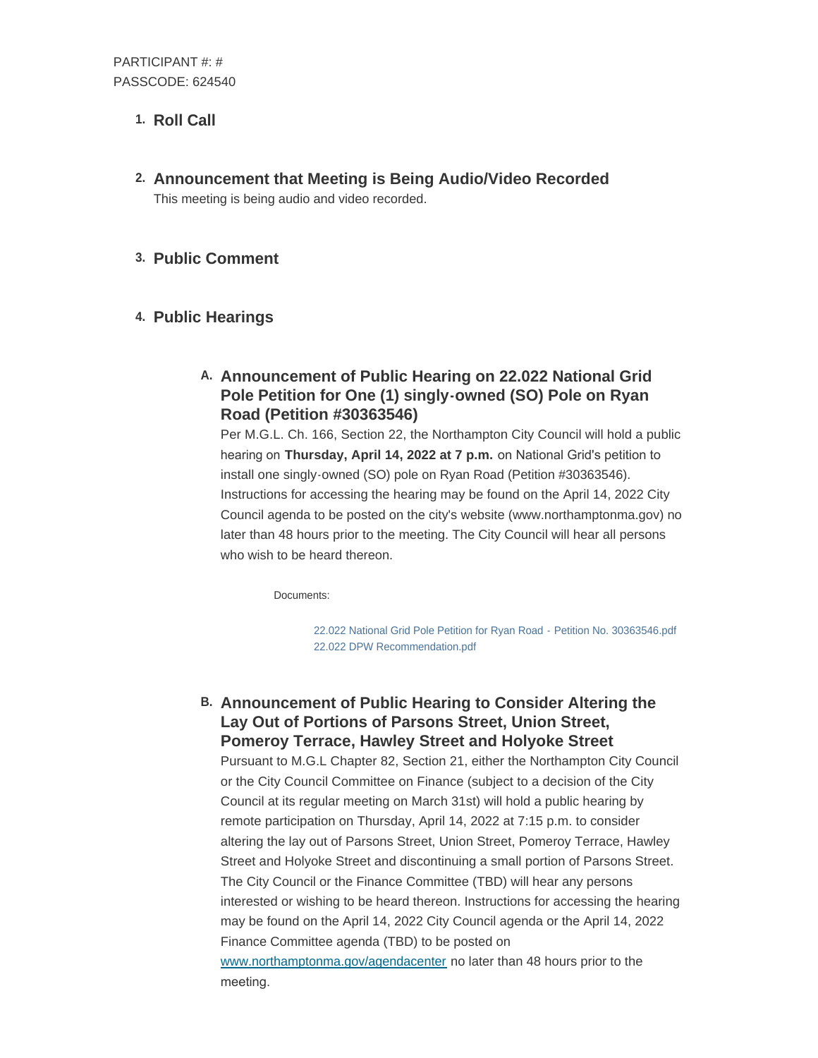PARTICIPANT #: #
PASSCODE: 624540

1. **Roll Call**

2. **Announcement that Meeting is Being Audio/Video Recorded**
   This meeting is being audio and video recorded.

3. **Public Comment**

4. **Public Hearings**

   A. **Announcement of Public Hearing on 22.022 National Grid Pole Petition for One (1) singly-owned (SO) Pole on Ryan Road (Petition #30363546)**
   Per M.G.L. Ch. 166, Section 22, the Northampton City Council will hold a public hearing on **Thursday, April 14, 2022 at 7 p.m.** on National Grid's petition to install one singly-owned (SO) pole on Ryan Road (Petition #30363546). Instructions for accessing the hearing may be found on the April 14, 2022 City Council agenda to be posted on the city's website (www.northamptonma.gov) no later than 48 hours prior to the meeting. The City Council will hear all persons who wish to be heard thereon.

   Documents:

   22.022 National Grid Pole Petition for Ryan Road - Petition No. 30363546.pdf
   22.022 DPW Recommendation.pdf

   B. **Announcement of Public Hearing to Consider Altering the Lay Out of Portions of Parsons Street, Union Street, Pomeroy Terrace, Hawley Street and Holyoke Street**
   Pursuant to M.G.L Chapter 82, Section 21, either the Northampton City Council or the City Council Committee on Finance (subject to a decision of the City Council at its regular meeting on March 31st) will hold a public hearing by remote participation on Thursday, April 14, 2022 at 7:15 p.m. to consider altering the lay out of Parsons Street, Union Street, Pomeroy Terrace, Hawley Street and Holyoke Street and discontinuing a small portion of Parsons Street. The City Council or the Finance Committee (TBD) will hear any persons interested or wishing to be heard thereon. Instructions for accessing the hearing may be found on the April 14, 2022 City Council agenda or the April 14, 2022 Finance Committee agenda (TBD) to be posted on www.northamptonma.gov/agendacenter no later than 48 hours prior to the meeting.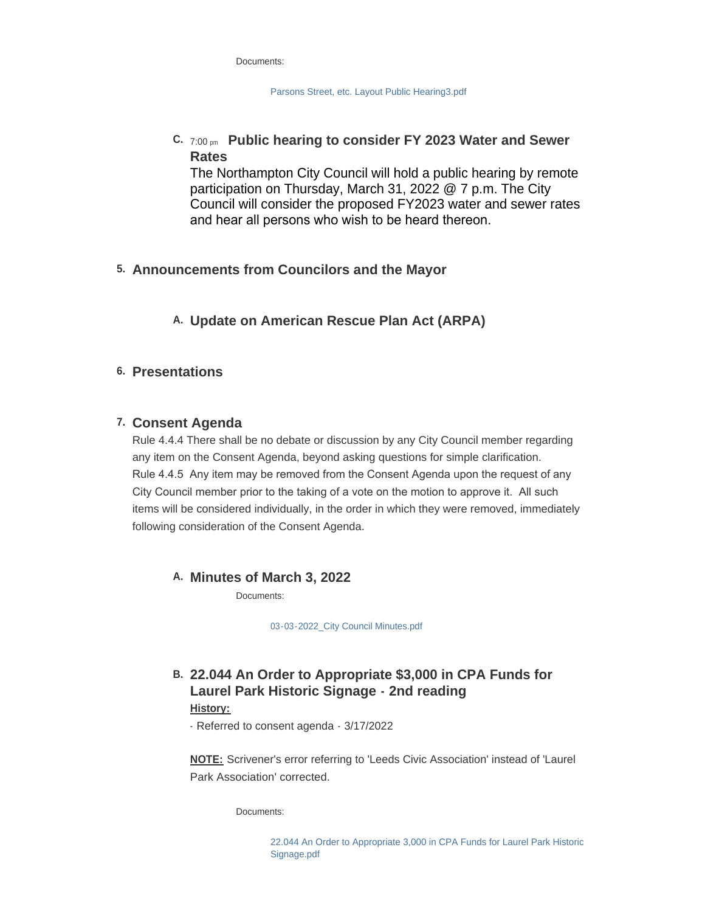Documents:

Parsons Street, etc. Layout Public Hearing3.pdf

### C. 7:00 pm Public hearing to consider FY 2023 Water and Sewer Rates

The Northampton City Council will hold a public hearing by remote participation on Thursday, March 31, 2022 @ 7 p.m. The City Council will consider the proposed FY2023 water and sewer rates and hear all persons who wish to be heard thereon.

## 5. Announcements from Councilors and the Mayor

### A. Update on American Rescue Plan Act (ARPA)

## 6. Presentations

## 7. Consent Agenda

Rule 4.4.4 There shall be no debate or discussion by any City Council member regarding any item on the Consent Agenda, beyond asking questions for simple clarification.
Rule 4.4.5 Any item may be removed from the Consent Agenda upon the request of any City Council member prior to the taking of a vote on the motion to approve it. All such items will be considered individually, in the order in which they were removed, immediately following consideration of the Consent Agenda.

### A. Minutes of March 3, 2022

Documents:

03-03-2022_City Council Minutes.pdf

### B. 22.044 An Order to Appropriate $3,000 in CPA Funds for Laurel Park Historic Signage - 2nd reading

**History:**

- Referred to consent agenda - 3/17/2022

**NOTE:** Scrivener's error referring to 'Leeds Civic Association' instead of 'Laurel Park Association' corrected.

Documents:

22.044 An Order to Appropriate 3,000 in CPA Funds for Laurel Park Historic Signage.pdf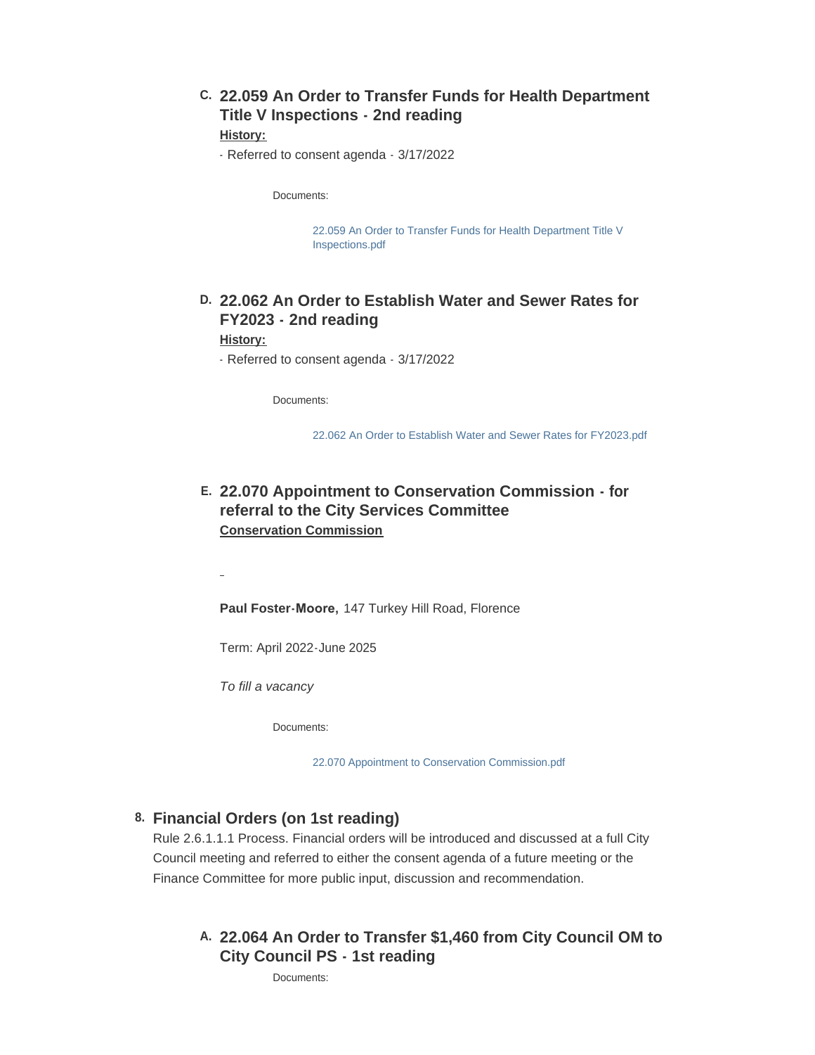### C. 22.059 An Order to Transfer Funds for Health Department Title V Inspections - 2nd reading

**History:**

- Referred to consent agenda - 3/17/2022

Documents:

22.059 An Order to Transfer Funds for Health Department Title V Inspections.pdf

### D. 22.062 An Order to Establish Water and Sewer Rates for FY2023 - 2nd reading

**History:**

- Referred to consent agenda - 3/17/2022

Documents:

22.062 An Order to Establish Water and Sewer Rates for FY2023.pdf

### E. 22.070 Appointment to Conservation Commission - for referral to the City Services Committee

**Conservation Commission**

**Paul Foster-Moore,** 147 Turkey Hill Road, Florence

Term: April 2022-June 2025

*To fill a vacancy*

Documents:

22.070 Appointment to Conservation Commission.pdf

## 8. Financial Orders (on 1st reading)

Rule 2.6.1.1.1 Process. Financial orders will be introduced and discussed at a full City Council meeting and referred to either the consent agenda of a future meeting or the Finance Committee for more public input, discussion and recommendation.

### A. 22.064 An Order to Transfer $1,460 from City Council OM to City Council PS - 1st reading

Documents: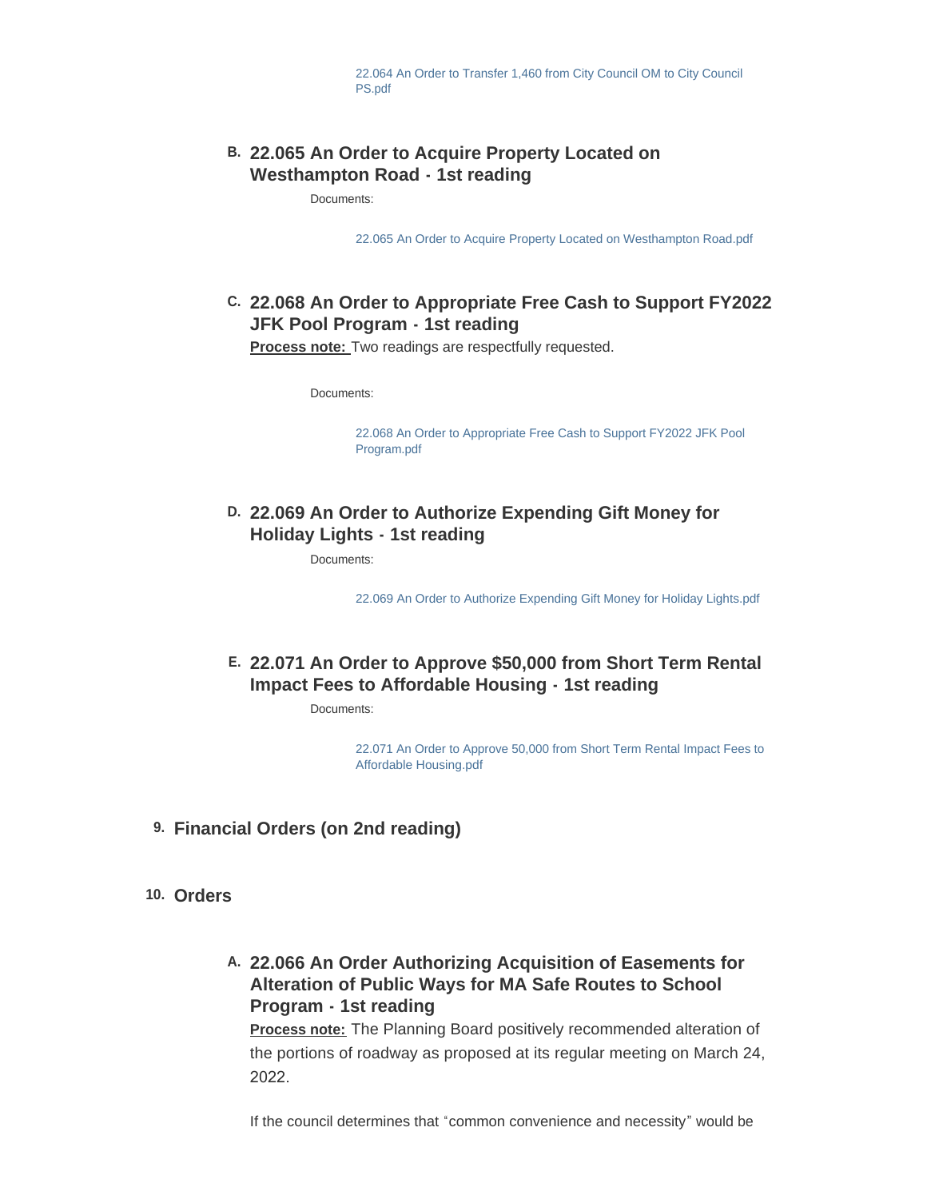22.064 An Order to Transfer 1,460 from City Council OM to City Council PS.pdf

### B. 22.065 An Order to Acquire Property Located on Westhampton Road - 1st reading

Documents:

22.065 An Order to Acquire Property Located on Westhampton Road.pdf

### C. 22.068 An Order to Appropriate Free Cash to Support FY2022 JFK Pool Program - 1st reading

**Process note:** Two readings are respectfully requested.

Documents:

22.068 An Order to Appropriate Free Cash to Support FY2022 JFK Pool Program.pdf

### D. 22.069 An Order to Authorize Expending Gift Money for Holiday Lights - 1st reading

Documents:

22.069 An Order to Authorize Expending Gift Money for Holiday Lights.pdf

### E. 22.071 An Order to Approve $50,000 from Short Term Rental Impact Fees to Affordable Housing - 1st reading

Documents:

22.071 An Order to Approve 50,000 from Short Term Rental Impact Fees to Affordable Housing.pdf

## 9. Financial Orders (on 2nd reading)

## 10. Orders

### A. 22.066 An Order Authorizing Acquisition of Easements for Alteration of Public Ways for MA Safe Routes to School Program - 1st reading

**Process note:** The Planning Board positively recommended alteration of the portions of roadway as proposed at its regular meeting on March 24, 2022.

If the council determines that “common convenience and necessity” would be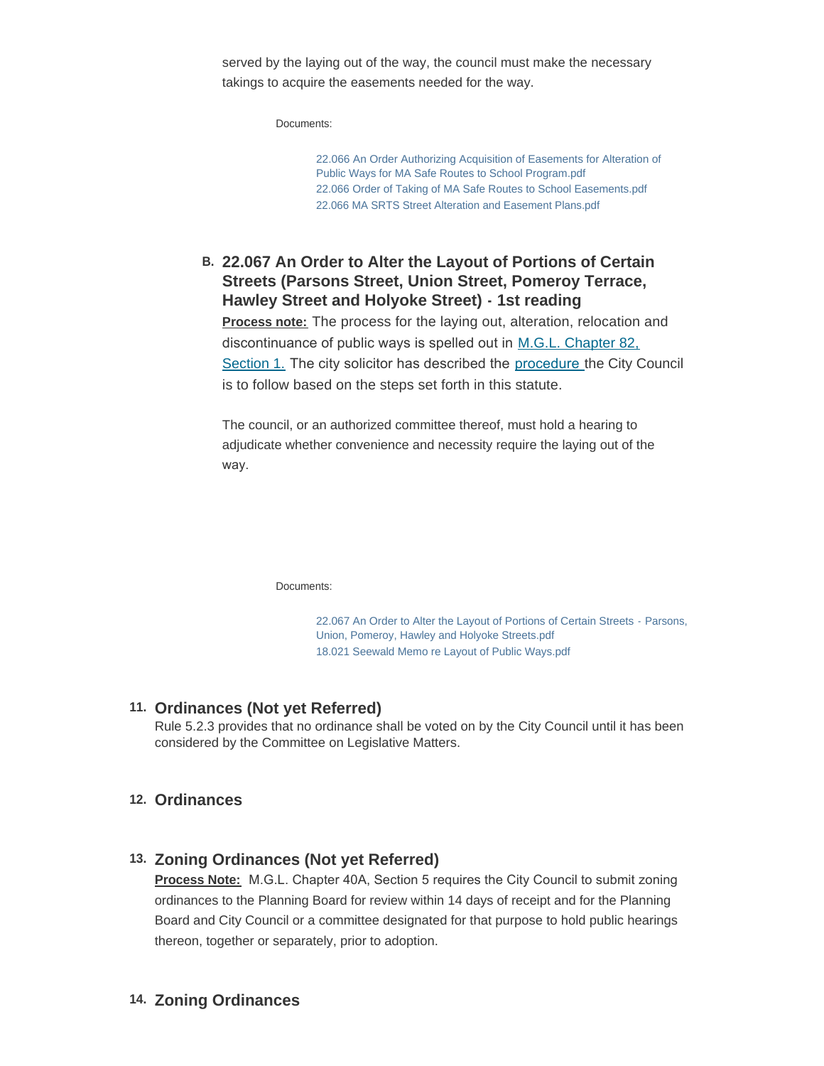served by the laying out of the way, the council must make the necessary takings to acquire the easements needed for the way.

Documents:

22.066 An Order Authorizing Acquisition of Easements for Alteration of Public Ways for MA Safe Routes to School Program.pdf
22.066 Order of Taking of MA Safe Routes to School Easements.pdf
22.066 MA SRTS Street Alteration and Easement Plans.pdf

### B. 22.067 An Order to Alter the Layout of Portions of Certain Streets (Parsons Street, Union Street, Pomeroy Terrace, Hawley Street and Holyoke Street) - 1st reading

**Process note:** The process for the laying out, alteration, relocation and discontinuance of public ways is spelled out in M.G.L. Chapter 82, Section 1. The city solicitor has described the procedure the City Council is to follow based on the steps set forth in this statute.

The council, or an authorized committee thereof, must hold a hearing to adjudicate whether convenience and necessity require the laying out of the way.

Documents:

22.067 An Order to Alter the Layout of Portions of Certain Streets - Parsons, Union, Pomeroy, Hawley and Holyoke Streets.pdf
18.021 Seewald Memo re Layout of Public Ways.pdf

## 11. Ordinances (Not yet Referred)

Rule 5.2.3 provides that no ordinance shall be voted on by the City Council until it has been considered by the Committee on Legislative Matters.

## 12. Ordinances

## 13. Zoning Ordinances (Not yet Referred)

**Process Note:** M.G.L. Chapter 40A, Section 5 requires the City Council to submit zoning ordinances to the Planning Board for review within 14 days of receipt and for the Planning Board and City Council or a committee designated for that purpose to hold public hearings thereon, together or separately, prior to adoption.

## 14. Zoning Ordinances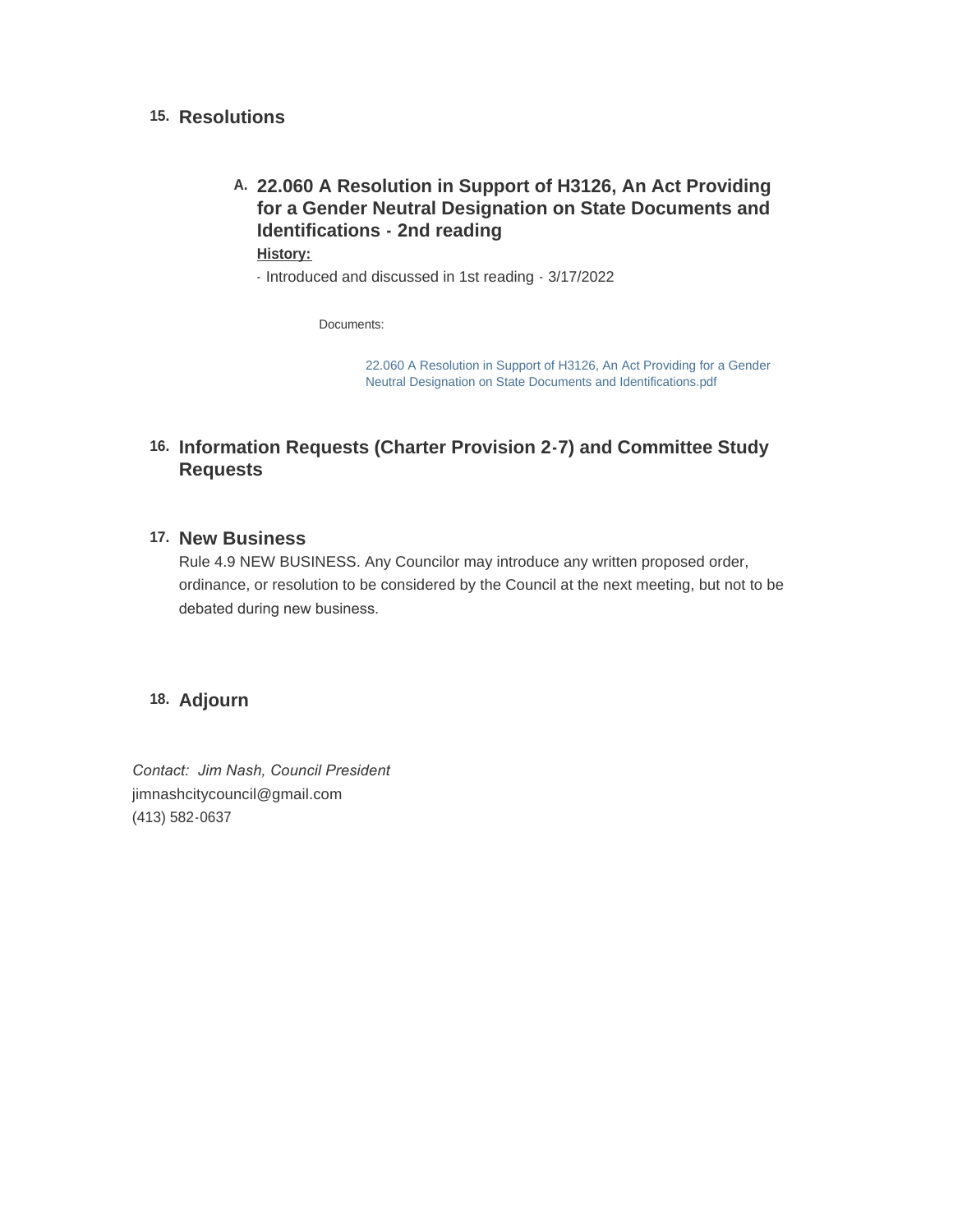## 15. Resolutions

### A. 22.060 A Resolution in Support of H3126, An Act Providing for a Gender Neutral Designation on State Documents and Identifications - 2nd reading

**History:**

- Introduced and discussed in 1st reading - 3/17/2022

Documents:

22.060 A Resolution in Support of H3126, An Act Providing for a Gender Neutral Designation on State Documents and Identifications.pdf

## 16. Information Requests (Charter Provision 2-7) and Committee Study Requests

## 17. New Business

Rule 4.9 NEW BUSINESS. Any Councilor may introduce any written proposed order, ordinance, or resolution to be considered by the Council at the next meeting, but not to be debated during new business.

## 18. Adjourn

*Contact: Jim Nash, Council President*
jimnashcitycouncil@gmail.com
(413) 582-0637